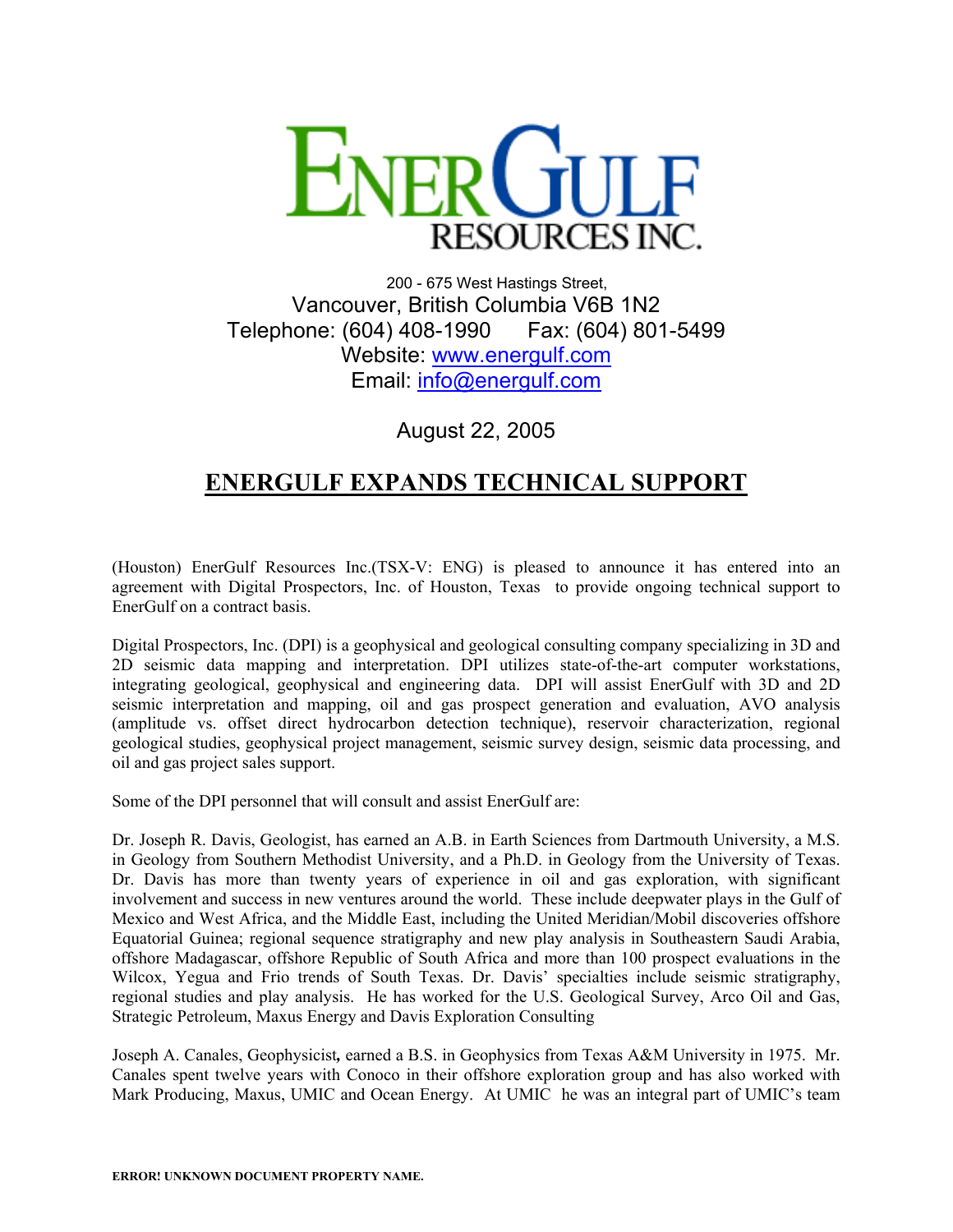ENERGULF RESOURCES INC.

200 - 675 West Hastings Street,
Vancouver, British Columbia V6B 1N2
Telephone: (604) 408-1990 Fax: (604) 801-5499
Website: www.energulf.com
Email: info@energulf.com

August 22, 2005

# ENERGULF EXPANDS TECHNICAL SUPPORT

(Houston) EnerGulf Resources Inc.(TSX-V: ENG) is pleased to announce it has entered into an agreement with Digital Prospectors, Inc. of Houston, Texas to provide ongoing technical support to EnerGulf on a contract basis.

Digital Prospectors, Inc. (DPI) is a geophysical and geological consulting company specializing in 3D and 2D seismic data mapping and interpretation. DPI utilizes state-of-the-art computer workstations, integrating geological, geophysical and engineering data. DPI will assist EnerGulf with 3D and 2D seismic interpretation and mapping, oil and gas prospect generation and evaluation, AVO analysis (amplitude vs. offset direct hydrocarbon detection technique), reservoir characterization, regional geological studies, geophysical project management, seismic survey design, seismic data processing, and oil and gas project sales support.

Some of the DPI personnel that will consult and assist EnerGulf are:

Dr. Joseph R. Davis, Geologist, has earned an A.B. in Earth Sciences from Dartmouth University, a M.S. in Geology from Southern Methodist University, and a Ph.D. in Geology from the University of Texas. Dr. Davis has more than twenty years of experience in oil and gas exploration, with significant involvement and success in new ventures around the world. These include deepwater plays in the Gulf of Mexico and West Africa, and the Middle East, including the United Meridian/Mobil discoveries offshore Equatorial Guinea; regional sequence stratigraphy and new play analysis in Southeastern Saudi Arabia, offshore Madagascar, offshore Republic of South Africa and more than 100 prospect evaluations in the Wilcox, Yegua and Frio trends of South Texas. Dr. Davis' specialties include seismic stratigraphy, regional studies and play analysis. He has worked for the U.S. Geological Survey, Arco Oil and Gas, Strategic Petroleum, Maxus Energy and Davis Exploration Consulting

Joseph A. Canales, Geophysicist**,** earned a B.S. in Geophysics from Texas A&M University in 1975. Mr. Canales spent twelve years with Conoco in their offshore exploration group and has also worked with Mark Producing, Maxus, UMIC and Ocean Energy. At UMIC he was an integral part of UMIC's team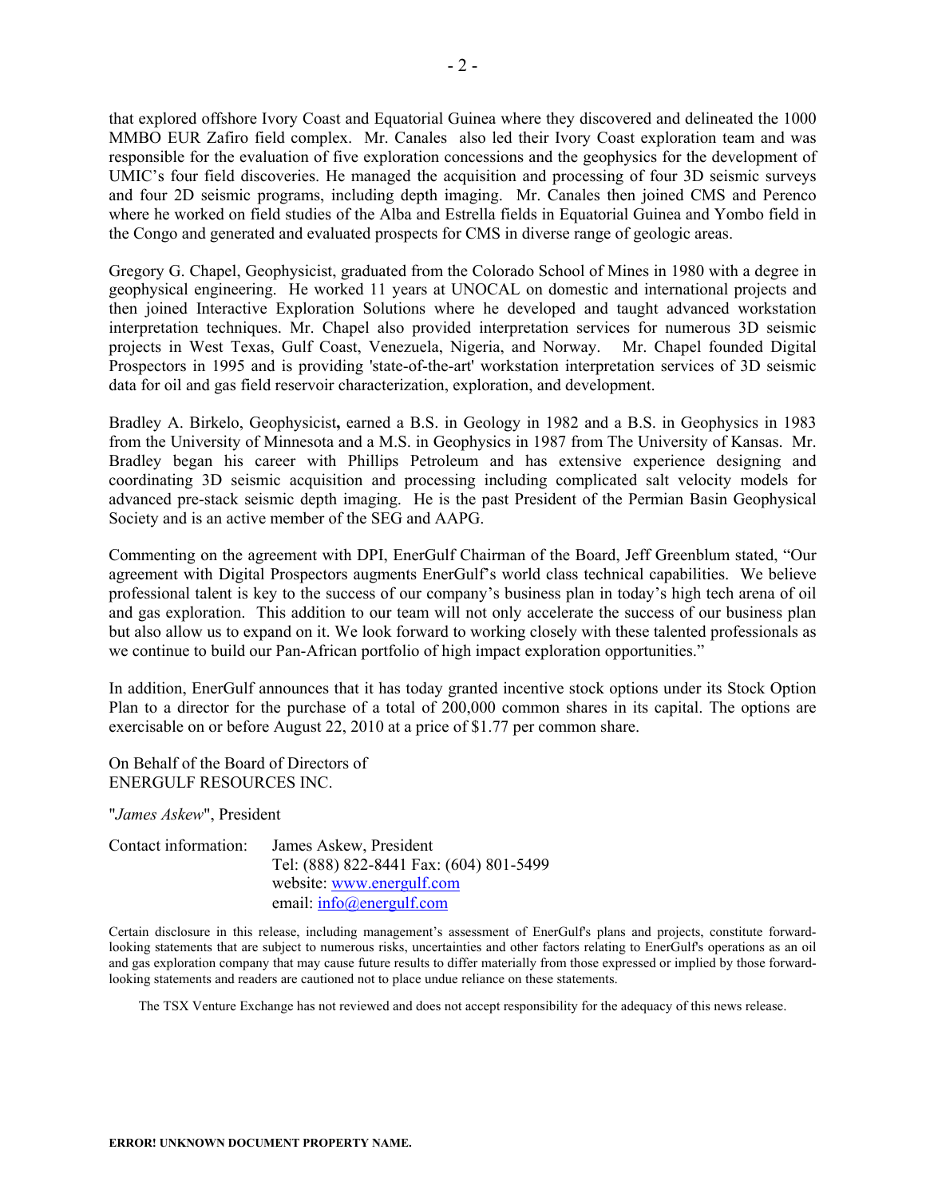that explored offshore Ivory Coast and Equatorial Guinea where they discovered and delineated the 1000 MMBO EUR Zafiro field complex. Mr. Canales also led their Ivory Coast exploration team and was responsible for the evaluation of five exploration concessions and the geophysics for the development of UMIC's four field discoveries. He managed the acquisition and processing of four 3D seismic surveys and four 2D seismic programs, including depth imaging. Mr. Canales then joined CMS and Perenco where he worked on field studies of the Alba and Estrella fields in Equatorial Guinea and Yombo field in the Congo and generated and evaluated prospects for CMS in diverse range of geologic areas.

Gregory G. Chapel, Geophysicist, graduated from the Colorado School of Mines in 1980 with a degree in geophysical engineering. He worked 11 years at UNOCAL on domestic and international projects and then joined Interactive Exploration Solutions where he developed and taught advanced workstation interpretation techniques. Mr. Chapel also provided interpretation services for numerous 3D seismic projects in West Texas, Gulf Coast, Venezuela, Nigeria, and Norway. Mr. Chapel founded Digital Prospectors in 1995 and is providing 'state-of-the-art' workstation interpretation services of 3D seismic data for oil and gas field reservoir characterization, exploration, and development.

Bradley A. Birkelo, Geophysicist**,** earned a B.S. in Geology in 1982 and a B.S. in Geophysics in 1983 from the University of Minnesota and a M.S. in Geophysics in 1987 from The University of Kansas. Mr. Bradley began his career with Phillips Petroleum and has extensive experience designing and coordinating 3D seismic acquisition and processing including complicated salt velocity models for advanced pre-stack seismic depth imaging. He is the past President of the Permian Basin Geophysical Society and is an active member of the SEG and AAPG.

Commenting on the agreement with DPI, EnerGulf Chairman of the Board, Jeff Greenblum stated, "Our agreement with Digital Prospectors augments EnerGulf's world class technical capabilities. We believe professional talent is key to the success of our company's business plan in today's high tech arena of oil and gas exploration. This addition to our team will not only accelerate the success of our business plan but also allow us to expand on it. We look forward to working closely with these talented professionals as we continue to build our Pan-African portfolio of high impact exploration opportunities."

In addition, EnerGulf announces that it has today granted incentive stock options under its Stock Option Plan to a director for the purchase of a total of 200,000 common shares in its capital. The options are exercisable on or before August 22, 2010 at a price of $1.77 per common share.

On Behalf of the Board of Directors of
ENERGULF RESOURCES INC.

"*James Askew*", President

Contact information: James Askew, President
Tel: (888) 822-8441 Fax: (604) 801-5499
website: www.energulf.com
email: info@energulf.com

Certain disclosure in this release, including management's assessment of EnerGulf's plans and projects, constitute forward-looking statements that are subject to numerous risks, uncertainties and other factors relating to EnerGulf's operations as an oil and gas exploration company that may cause future results to differ materially from those expressed or implied by those forward-looking statements and readers are cautioned not to place undue reliance on these statements.

The TSX Venture Exchange has not reviewed and does not accept responsibility for the adequacy of this news release.

**ERROR! UNKNOWN DOCUMENT PROPERTY NAME.**